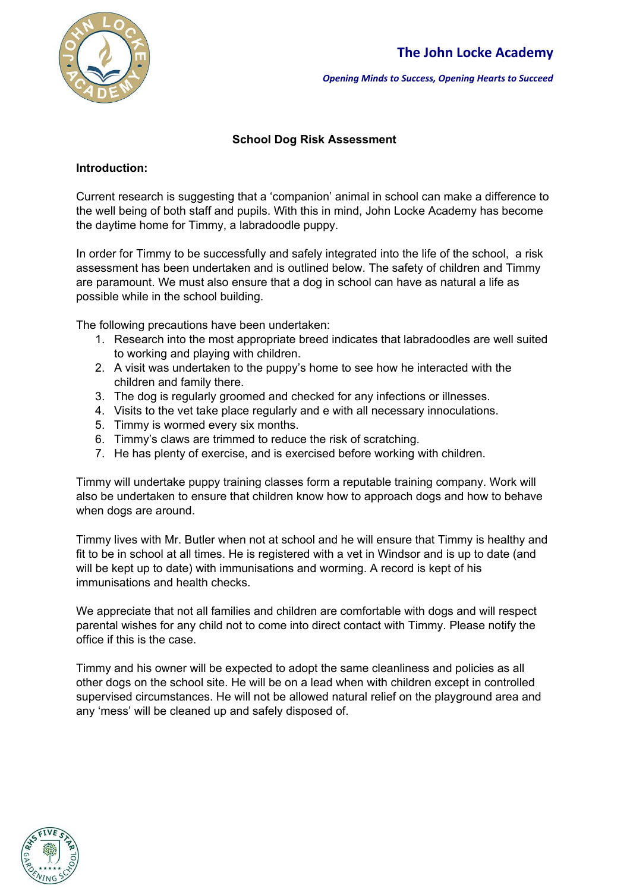# The John Locke Academy

*Opening Minds to Success, Opening Hearts to Succeed*

## School Dog Risk Assessment

**Introduction:**

Current research is suggesting that a 'companion' animal in school can make a difference to the well being of both staff and pupils. With this in mind, John Locke Academy has become the daytime home for Timmy, a labradoodle puppy.

In order for Timmy to be successfully and safely integrated into the life of the school, a risk assessment has been undertaken and is outlined below. The safety of children and Timmy are paramount. We must also ensure that a dog in school can have as natural a life as possible while in the school building.

The following precautions have been undertaken:

1. Research into the most appropriate breed indicates that labradoodles are well suited to working and playing with children.
2. A visit was undertaken to the puppy's home to see how he interacted with the children and family there.
3. The dog is regularly groomed and checked for any infections or illnesses.
4. Visits to the vet take place regularly and e with all necessary innoculations.
5. Timmy is wormed every six months.
6. Timmy's claws are trimmed to reduce the risk of scratching.
7. He has plenty of exercise, and is exercised before working with children.

Timmy will undertake puppy training classes form a reputable training company. Work will also be undertaken to ensure that children know how to approach dogs and how to behave when dogs are around.

Timmy lives with Mr. Butler when not at school and he will ensure that Timmy is healthy and fit to be in school at all times. He is registered with a vet in Windsor and is up to date (and will be kept up to date) with immunisations and worming. A record is kept of his immunisations and health checks.

We appreciate that not all families and children are comfortable with dogs and will respect parental wishes for any child not to come into direct contact with Timmy. Please notify the office if this is the case.

Timmy and his owner will be expected to adopt the same cleanliness and policies as all other dogs on the school site. He will be on a lead when with children except in controlled supervised circumstances. He will not be allowed natural relief on the playground area and any 'mess' will be cleaned up and safely disposed of.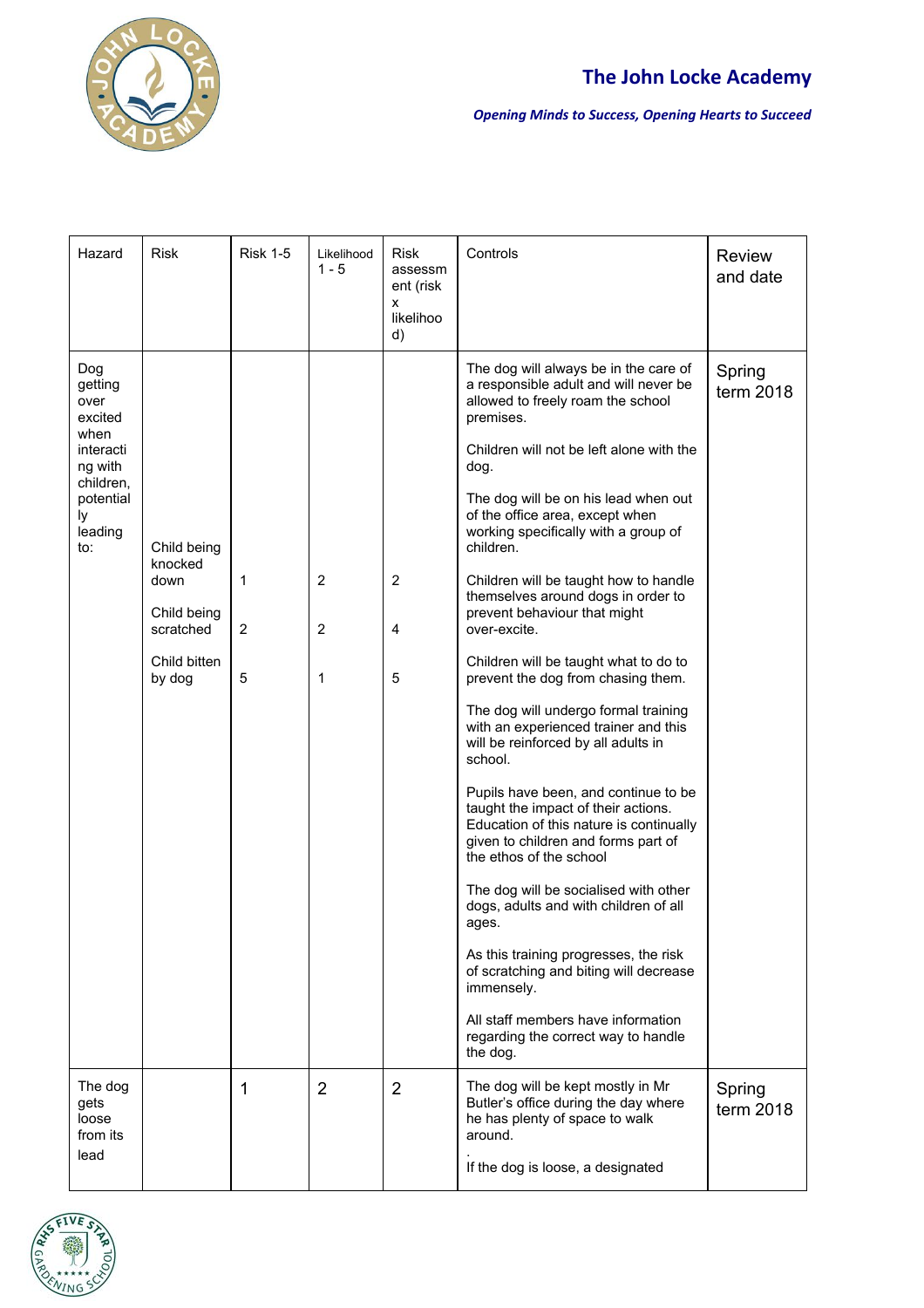**The John Locke Academy**

***Opening Minds to Success, Opening Hearts to Succeed***

| Hazard | Risk | Risk 1-5 | Likelihood 1 - 5 | Risk assessment (risk x likelihood) | Controls | Review and date |
|---|---|---|---|---|---|---|
| Dog getting over excited when interacting with children, potentially leading to: | Child being knocked down<br><br>Child being scratched<br><br>Child bitten by dog | 1<br><br>2<br><br>5 | 2<br><br>2<br><br>1 | 2<br><br>4<br><br>5 | The dog will always be in the care of a responsible adult and will never be allowed to freely roam the school premises.<br><br>Children will not be left alone with the dog.<br><br>The dog will be on his lead when out of the office area, except when working specifically with a group of children.<br><br>Children will be taught how to handle themselves around dogs in order to prevent behaviour that might over-excite.<br><br>Children will be taught what to do to prevent the dog from chasing them.<br><br>The dog will undergo formal training with an experienced trainer and this will be reinforced by all adults in school.<br><br>Pupils have been, and continue to be taught the impact of their actions. Education of this nature is continually given to children and forms part of the ethos of the school<br><br>The dog will be socialised with other dogs, adults and with children of all ages.<br><br>As this training progresses, the risk of scratching and biting will decrease immensely.<br><br>All staff members have information regarding the correct way to handle the dog. | Spring term 2018 |
| The dog gets loose from its lead | | 1 | 2 | 2 | The dog will be kept mostly in Mr Butler's office during the day where he has plenty of space to walk around.<br><br>.<br>If the dog is loose, a designated | Spring term 2018 |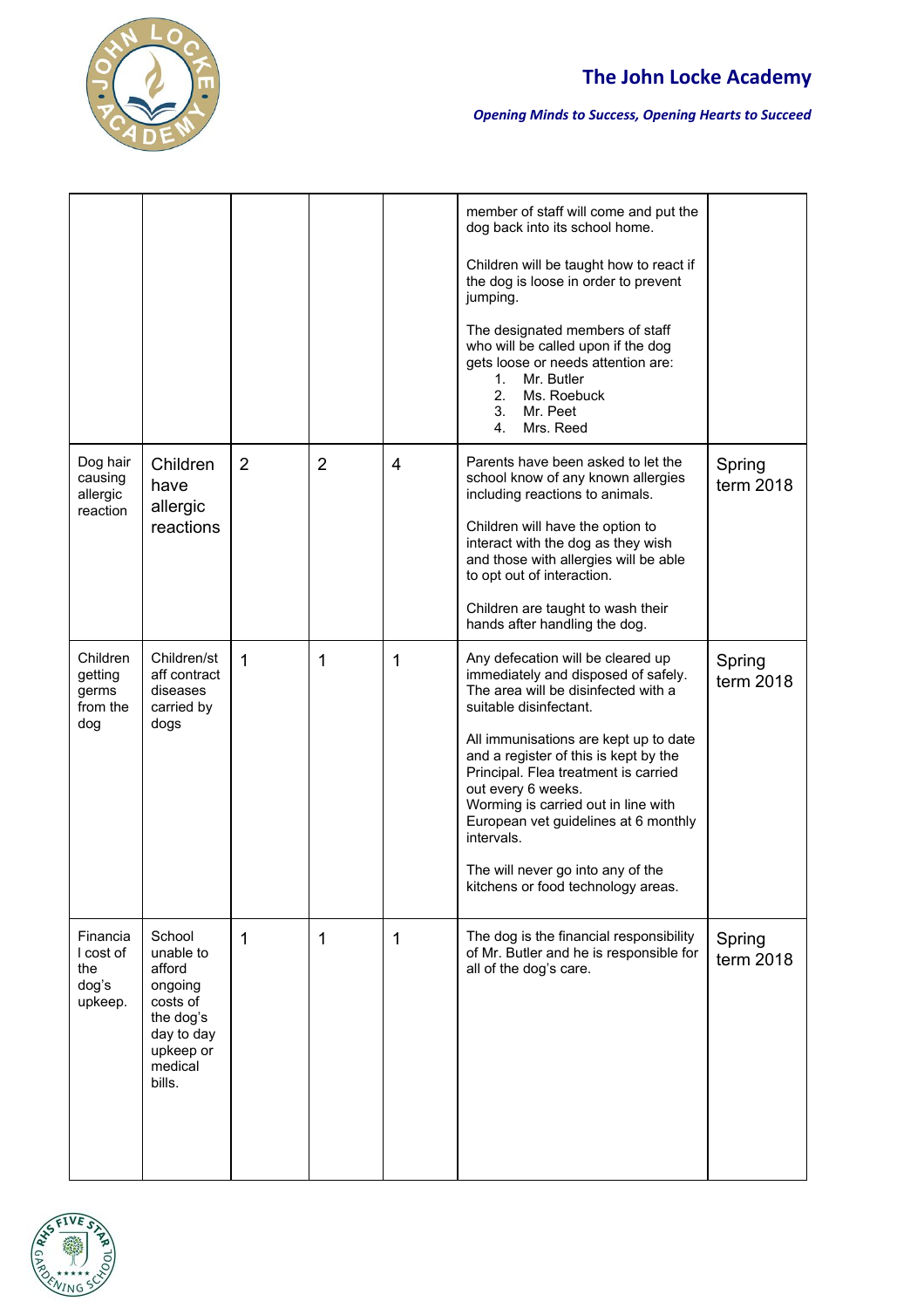| | | | | | | |
|---|---|---|---|---|---|---|
| | | | | | member of staff will come and put the dog back into its school home.<br><br>Children will be taught how to react if the dog is loose in order to prevent jumping.<br><br>The designated members of staff who will be called upon if the dog gets loose or needs attention are:<br>1. Mr. Butler<br>2. Ms. Roebuck<br>3. Mr. Peet<br>4. Mrs. Reed | |
| Dog hair causing allergic reaction | Children have allergic reactions | 2 | 2 | 4 | Parents have been asked to let the school know of any known allergies including reactions to animals.<br><br>Children will have the option to interact with the dog as they wish and those with allergies will be able to opt out of interaction.<br><br>Children are taught to wash their hands after handling the dog. | Spring term 2018 |
| Children getting germs from the dog | Children/staff contract diseases carried by dogs | 1 | 1 | 1 | Any defecation will be cleared up immediately and disposed of safely. The area will be disinfected with a suitable disinfectant.<br><br>All immunisations are kept up to date and a register of this is kept by the Principal. Flea treatment is carried out every 6 weeks.<br>Worming is carried out in line with European vet guidelines at 6 monthly intervals.<br><br>The will never go into any of the kitchens or food technology areas. | Spring term 2018 |
| Financial cost of the dog's upkeep. | School unable to afford ongoing costs of the dog's day to day upkeep or medical bills. | 1 | 1 | 1 | The dog is the financial responsibility of Mr. Butler and he is responsible for all of the dog's care. | Spring term 2018 |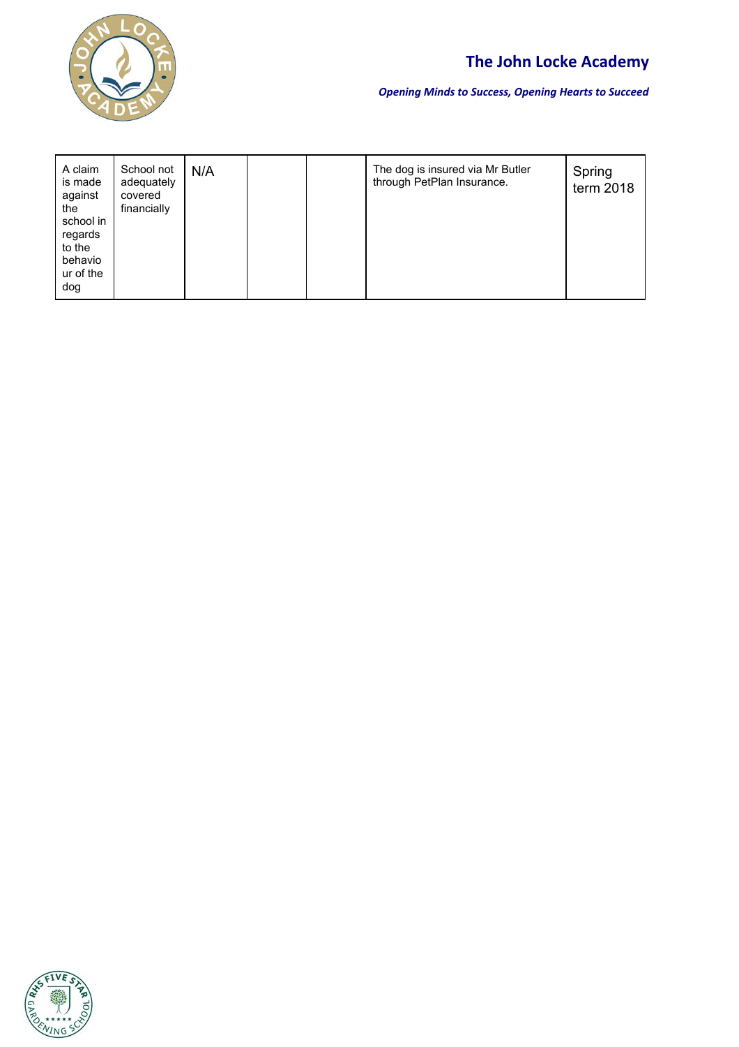| | | | | | | |
|---|---|---|---|---|---|---|
| A claim is made against the school in regards to the behaviour of the dog | School not adequately covered financially | N/A | | | The dog is insured via Mr Butler through PetPlan Insurance. | Spring term 2018 |